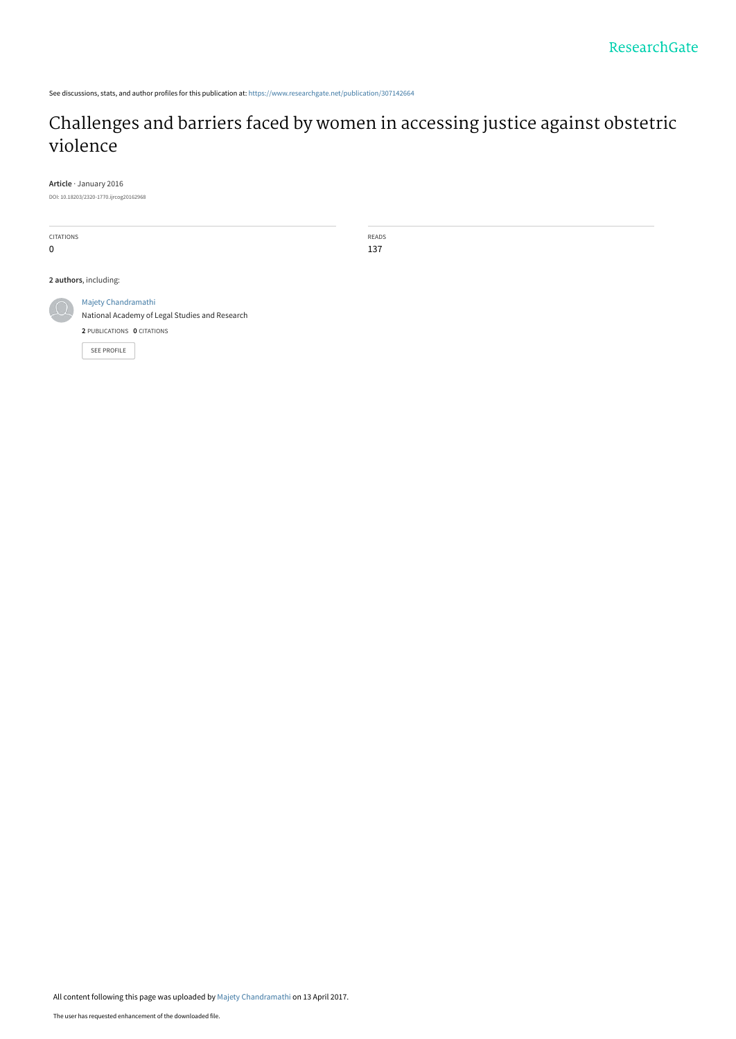See discussions, stats, and author profiles for this publication at: https://www.researchgate.net/publication/307142664

# Challenges and barriers faced by women in accessing justice against obstetric violence

**Article** · January 2016

DOI: 10.18203/2320-1770.ijrcog20162968

CITATIONS
0

READS
137

**2 authors**, including:

Majety Chandramathi
National Academy of Legal Studies and Research
**2** PUBLICATIONS **0** CITATIONS

SEE PROFILE

All content following this page was uploaded by Majety Chandramathi on 13 April 2017.

The user has requested enhancement of the downloaded file.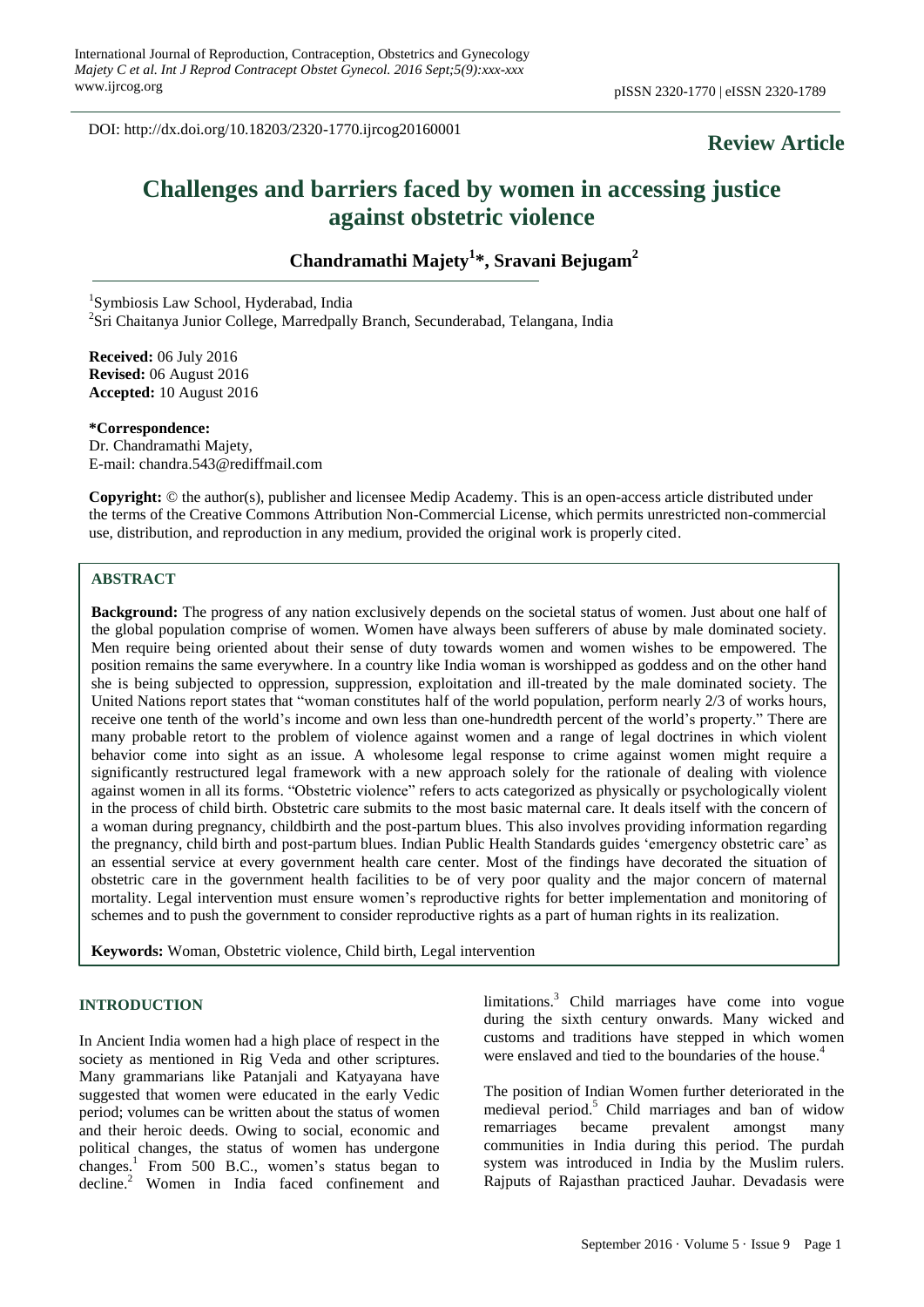DOI: http://dx.doi.org/10.18203/2320-1770.ijrcog20160001

**Review Article**

# Challenges and barriers faced by women in accessing justice against obstetric violence

**Chandramathi Majety[1]*, Sravani Bejugam[2]**

[1]Symbiosis Law School, Hyderabad, India

[2]Sri Chaitanya Junior College, Marredpally Branch, Secunderabad, Telangana, India

**Received:** 06 July 2016
**Revised:** 06 August 2016
**Accepted:** 10 August 2016

**\*Correspondence:**
Dr. Chandramathi Majety,
E-mail: chandra.543@rediffmail.com

**Copyright:** © the author(s), publisher and licensee Medip Academy. This is an open-access article distributed under the terms of the Creative Commons Attribution Non-Commercial License, which permits unrestricted non-commercial use, distribution, and reproduction in any medium, provided the original work is properly cited.

## ABSTRACT

**Background:** The progress of any nation exclusively depends on the societal status of women. Just about one half of the global population comprise of women. Women have always been sufferers of abuse by male dominated society. Men require being oriented about their sense of duty towards women and women wishes to be empowered. The position remains the same everywhere. In a country like India woman is worshipped as goddess and on the other hand she is being subjected to oppression, suppression, exploitation and ill-treated by the male dominated society. The United Nations report states that "woman constitutes half of the world population, perform nearly 2/3 of works hours, receive one tenth of the world's income and own less than one-hundredth percent of the world's property." There are many probable retort to the problem of violence against women and a range of legal doctrines in which violent behavior come into sight as an issue. A wholesome legal response to crime against women might require a significantly restructured legal framework with a new approach solely for the rationale of dealing with violence against women in all its forms. "Obstetric violence" refers to acts categorized as physically or psychologically violent in the process of child birth. Obstetric care submits to the most basic maternal care. It deals itself with the concern of a woman during pregnancy, childbirth and the post-partum blues. This also involves providing information regarding the pregnancy, child birth and post-partum blues. Indian Public Health Standards guides 'emergency obstetric care' as an essential service at every government health care center. Most of the findings have decorated the situation of obstetric care in the government health facilities to be of very poor quality and the major concern of maternal mortality. Legal intervention must ensure women's reproductive rights for better implementation and monitoring of schemes and to push the government to consider reproductive rights as a part of human rights in its realization.

**Keywords:** Woman, Obstetric violence, Child birth, Legal intervention

## INTRODUCTION

In Ancient India women had a high place of respect in the society as mentioned in Rig Veda and other scriptures. Many grammarians like Patanjali and Katyayana have suggested that women were educated in the early Vedic period; volumes can be written about the status of women and their heroic deeds. Owing to social, economic and political changes, the status of women has undergone changes.[1] From 500 B.C., women's status began to decline.[2] Women in India faced confinement and limitations.[3] Child marriages have come into vogue during the sixth century onwards. Many wicked and customs and traditions have stepped in which women were enslaved and tied to the boundaries of the house.[4]

The position of Indian Women further deteriorated in the medieval period.[5] Child marriages and ban of widow remarriages became prevalent amongst many communities in India during this period. The purdah system was introduced in India by the Muslim rulers. Rajputs of Rajasthan practiced Jauhar. Devadasis were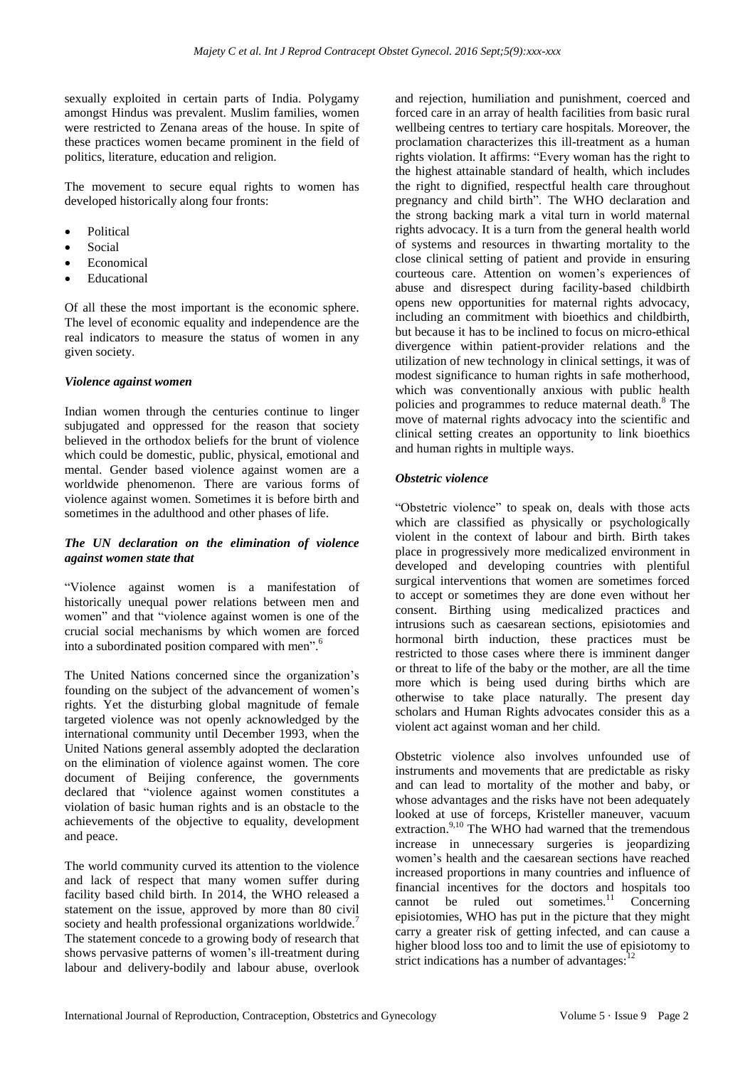sexually exploited in certain parts of India. Polygamy amongst Hindus was prevalent. Muslim families, women were restricted to Zenana areas of the house. In spite of these practices women became prominent in the field of politics, literature, education and religion.

The movement to secure equal rights to women has developed historically along four fronts:

- Political
- Social
- Economical
- Educational

Of all these the most important is the economic sphere. The level of economic equality and independence are the real indicators to measure the status of women in any given society.

### *Violence against women*

Indian women through the centuries continue to linger subjugated and oppressed for the reason that society believed in the orthodox beliefs for the brunt of violence which could be domestic, public, physical, emotional and mental. Gender based violence against women are a worldwide phenomenon. There are various forms of violence against women. Sometimes it is before birth and sometimes in the adulthood and other phases of life.

### *The UN declaration on the elimination of violence against women state that*

"Violence against women is a manifestation of historically unequal power relations between men and women" and that "violence against women is one of the crucial social mechanisms by which women are forced into a subordinated position compared with men".[6]

The United Nations concerned since the organization's founding on the subject of the advancement of women's rights. Yet the disturbing global magnitude of female targeted violence was not openly acknowledged by the international community until December 1993, when the United Nations general assembly adopted the declaration on the elimination of violence against women. The core document of Beijing conference, the governments declared that "violence against women constitutes a violation of basic human rights and is an obstacle to the achievements of the objective to equality, development and peace.

The world community curved its attention to the violence and lack of respect that many women suffer during facility based child birth. In 2014, the WHO released a statement on the issue, approved by more than 80 civil society and health professional organizations worldwide.[7] The statement concede to a growing body of research that shows pervasive patterns of women's ill-treatment during labour and delivery-bodily and labour abuse, overlook and rejection, humiliation and punishment, coerced and forced care in an array of health facilities from basic rural wellbeing centres to tertiary care hospitals. Moreover, the proclamation characterizes this ill-treatment as a human rights violation. It affirms: "Every woman has the right to the highest attainable standard of health, which includes the right to dignified, respectful health care throughout pregnancy and child birth". The WHO declaration and the strong backing mark a vital turn in world maternal rights advocacy. It is a turn from the general health world of systems and resources in thwarting mortality to the close clinical setting of patient and provide in ensuring courteous care. Attention on women's experiences of abuse and disrespect during facility-based childbirth opens new opportunities for maternal rights advocacy, including an commitment with bioethics and childbirth, but because it has to be inclined to focus on micro-ethical divergence within patient-provider relations and the utilization of new technology in clinical settings, it was of modest significance to human rights in safe motherhood, which was conventionally anxious with public health policies and programmes to reduce maternal death.[8] The move of maternal rights advocacy into the scientific and clinical setting creates an opportunity to link bioethics and human rights in multiple ways.

### *Obstetric violence*

"Obstetric violence" to speak on, deals with those acts which are classified as physically or psychologically violent in the context of labour and birth. Birth takes place in progressively more medicalized environment in developed and developing countries with plentiful surgical interventions that women are sometimes forced to accept or sometimes they are done even without her consent. Birthing using medicalized practices and intrusions such as caesarean sections, episiotomies and hormonal birth induction, these practices must be restricted to those cases where there is imminent danger or threat to life of the baby or the mother, are all the time more which is being used during births which are otherwise to take place naturally. The present day scholars and Human Rights advocates consider this as a violent act against woman and her child.

Obstetric violence also involves unfounded use of instruments and movements that are predictable as risky and can lead to mortality of the mother and baby, or whose advantages and the risks have not been adequately looked at use of forceps, Kristeller maneuver, vacuum extraction.[9,10] The WHO had warned that the tremendous increase in unnecessary surgeries is jeopardizing women's health and the caesarean sections have reached increased proportions in many countries and influence of financial incentives for the doctors and hospitals too cannot be ruled out sometimes.[11] Concerning episiotomies, WHO has put in the picture that they might carry a greater risk of getting infected, and can cause a higher blood loss too and to limit the use of episiotomy to strict indications has a number of advantages:[12]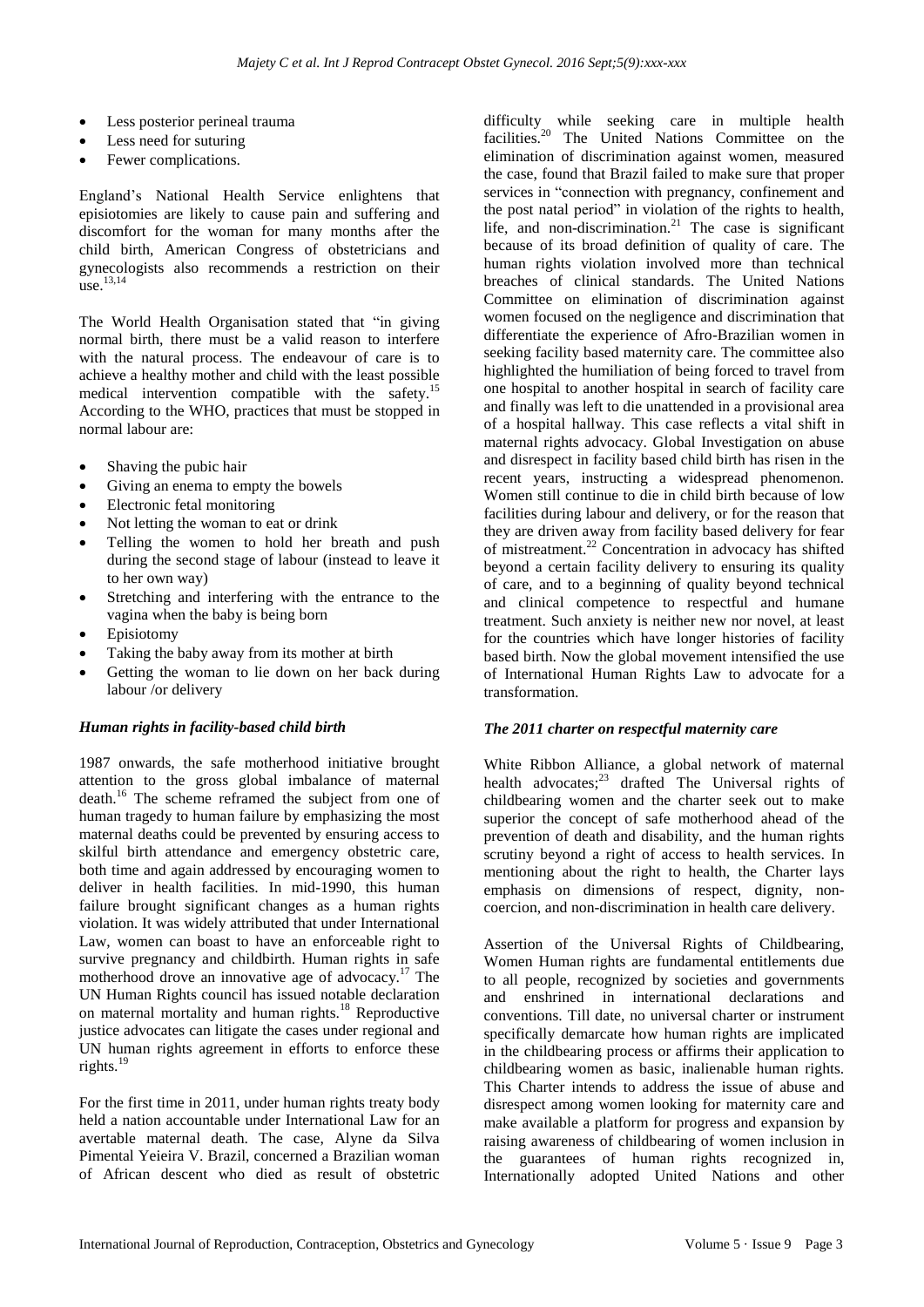- Less posterior perineal trauma
- Less need for suturing
- Fewer complications.

England's National Health Service enlightens that episiotomies are likely to cause pain and suffering and discomfort for the woman for many months after the child birth, American Congress of obstetricians and gynecologists also recommends a restriction on their use.[13,14]

The World Health Organisation stated that "in giving normal birth, there must be a valid reason to interfere with the natural process. The endeavour of care is to achieve a healthy mother and child with the least possible medical intervention compatible with the safety.[15] According to the WHO, practices that must be stopped in normal labour are:

- Shaving the pubic hair
- Giving an enema to empty the bowels
- Electronic fetal monitoring
- Not letting the woman to eat or drink
- Telling the women to hold her breath and push during the second stage of labour (instead to leave it to her own way)
- Stretching and interfering with the entrance to the vagina when the baby is being born
- Episiotomy
- Taking the baby away from its mother at birth
- Getting the woman to lie down on her back during labour /or delivery

### *Human rights in facility-based child birth*

1987 onwards, the safe motherhood initiative brought attention to the gross global imbalance of maternal death.[16] The scheme reframed the subject from one of human tragedy to human failure by emphasizing the most maternal deaths could be prevented by ensuring access to skilful birth attendance and emergency obstetric care, both time and again addressed by encouraging women to deliver in health facilities. In mid-1990, this human failure brought significant changes as a human rights violation. It was widely attributed that under International Law, women can boast to have an enforceable right to survive pregnancy and childbirth. Human rights in safe motherhood drove an innovative age of advocacy.[17] The UN Human Rights council has issued notable declaration on maternal mortality and human rights.[18] Reproductive justice advocates can litigate the cases under regional and UN human rights agreement in efforts to enforce these rights.[19]

For the first time in 2011, under human rights treaty body held a nation accountable under International Law for an avertable maternal death. The case, Alyne da Silva Pimental Yeieira V. Brazil, concerned a Brazilian woman of African descent who died as result of obstetric difficulty while seeking care in multiple health facilities.[20] The United Nations Committee on the elimination of discrimination against women, measured the case, found that Brazil failed to make sure that proper services in "connection with pregnancy, confinement and the post natal period" in violation of the rights to health, life, and non-discrimination.[21] The case is significant because of its broad definition of quality of care. The human rights violation involved more than technical breaches of clinical standards. The United Nations Committee on elimination of discrimination against women focused on the negligence and discrimination that differentiate the experience of Afro-Brazilian women in seeking facility based maternity care. The committee also highlighted the humiliation of being forced to travel from one hospital to another hospital in search of facility care and finally was left to die unattended in a provisional area of a hospital hallway. This case reflects a vital shift in maternal rights advocacy. Global Investigation on abuse and disrespect in facility based child birth has risen in the recent years, instructing a widespread phenomenon. Women still continue to die in child birth because of low facilities during labour and delivery, or for the reason that they are driven away from facility based delivery for fear of mistreatment.[22] Concentration in advocacy has shifted beyond a certain facility delivery to ensuring its quality of care, and to a beginning of quality beyond technical and clinical competence to respectful and humane treatment. Such anxiety is neither new nor novel, at least for the countries which have longer histories of facility based birth. Now the global movement intensified the use of International Human Rights Law to advocate for a transformation.

### *The 2011 charter on respectful maternity care*

White Ribbon Alliance, a global network of maternal health advocates;[23] drafted The Universal rights of childbearing women and the charter seek out to make superior the concept of safe motherhood ahead of the prevention of death and disability, and the human rights scrutiny beyond a right of access to health services. In mentioning about the right to health, the Charter lays emphasis on dimensions of respect, dignity, non-coercion, and non-discrimination in health care delivery.

Assertion of the Universal Rights of Childbearing, Women Human rights are fundamental entitlements due to all people, recognized by societies and governments and enshrined in international declarations and conventions. Till date, no universal charter or instrument specifically demarcate how human rights are implicated in the childbearing process or affirms their application to childbearing women as basic, inalienable human rights. This Charter intends to address the issue of abuse and disrespect among women looking for maternity care and make available a platform for progress and expansion by raising awareness of childbearing of women inclusion in the guarantees of human rights recognized in, Internationally adopted United Nations and other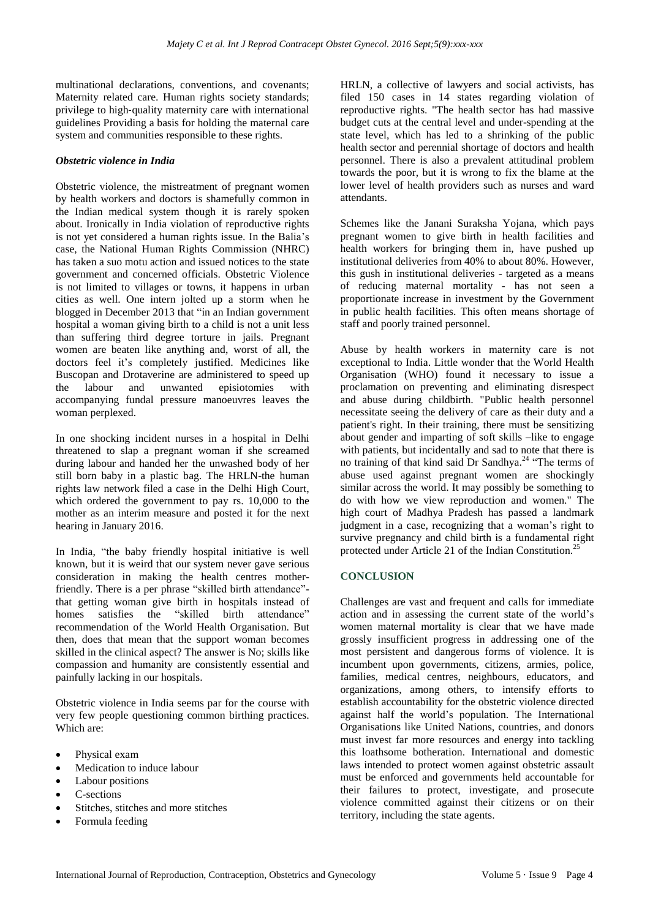multinational declarations, conventions, and covenants; Maternity related care. Human rights society standards; privilege to high-quality maternity care with international guidelines Providing a basis for holding the maternal care system and communities responsible to these rights.

### *Obstetric violence in India*

Obstetric violence, the mistreatment of pregnant women by health workers and doctors is shamefully common in the Indian medical system though it is rarely spoken about. Ironically in India violation of reproductive rights is not yet considered a human rights issue. In the Balia's case, the National Human Rights Commission (NHRC) has taken a suo motu action and issued notices to the state government and concerned officials. Obstetric Violence is not limited to villages or towns, it happens in urban cities as well. One intern jolted up a storm when he blogged in December 2013 that "in an Indian government hospital a woman giving birth to a child is not a unit less than suffering third degree torture in jails. Pregnant women are beaten like anything and, worst of all, the doctors feel it's completely justified. Medicines like Buscopan and Drotaverine are administered to speed up the labour and unwanted episiotomies with accompanying fundal pressure manoeuvres leaves the woman perplexed.

In one shocking incident nurses in a hospital in Delhi threatened to slap a pregnant woman if she screamed during labour and handed her the unwashed body of her still born baby in a plastic bag. The HRLN-the human rights law network filed a case in the Delhi High Court, which ordered the government to pay rs. 10,000 to the mother as an interim measure and posted it for the next hearing in January 2016.

In India, "the baby friendly hospital initiative is well known, but it is weird that our system never gave serious consideration in making the health centres mother-friendly. There is a per phrase "skilled birth attendance"- that getting woman give birth in hospitals instead of homes satisfies the "skilled birth attendance" recommendation of the World Health Organisation. But then, does that mean that the support woman becomes skilled in the clinical aspect? The answer is No; skills like compassion and humanity are consistently essential and painfully lacking in our hospitals.

Obstetric violence in India seems par for the course with very few people questioning common birthing practices. Which are:

- Physical exam
- Medication to induce labour
- Labour positions
- C-sections
- Stitches, stitches and more stitches
- Formula feeding

HRLN, a collective of lawyers and social activists, has filed 150 cases in 14 states regarding violation of reproductive rights. "The health sector has had massive budget cuts at the central level and under-spending at the state level, which has led to a shrinking of the public health sector and perennial shortage of doctors and health personnel. There is also a prevalent attitudinal problem towards the poor, but it is wrong to fix the blame at the lower level of health providers such as nurses and ward attendants.

Schemes like the Janani Suraksha Yojana, which pays pregnant women to give birth in health facilities and health workers for bringing them in, have pushed up institutional deliveries from 40% to about 80%. However, this gush in institutional deliveries - targeted as a means of reducing maternal mortality - has not seen a proportionate increase in investment by the Government in public health facilities. This often means shortage of staff and poorly trained personnel.

Abuse by health workers in maternity care is not exceptional to India. Little wonder that the World Health Organisation (WHO) found it necessary to issue a proclamation on preventing and eliminating disrespect and abuse during childbirth. "Public health personnel necessitate seeing the delivery of care as their duty and a patient's right. In their training, there must be sensitizing about gender and imparting of soft skills –like to engage with patients, but incidentally and sad to note that there is no training of that kind said Dr Sandhya.[24] "The terms of abuse used against pregnant women are shockingly similar across the world. It may possibly be something to do with how we view reproduction and women." The high court of Madhya Pradesh has passed a landmark judgment in a case, recognizing that a woman's right to survive pregnancy and child birth is a fundamental right protected under Article 21 of the Indian Constitution.[25]

## CONCLUSION

Challenges are vast and frequent and calls for immediate action and in assessing the current state of the world's women maternal mortality is clear that we have made grossly insufficient progress in addressing one of the most persistent and dangerous forms of violence. It is incumbent upon governments, citizens, armies, police, families, medical centres, neighbours, educators, and organizations, among others, to intensify efforts to establish accountability for the obstetric violence directed against half the world's population. The International Organisations like United Nations, countries, and donors must invest far more resources and energy into tackling this loathsome botheration. International and domestic laws intended to protect women against obstetric assault must be enforced and governments held accountable for their failures to protect, investigate, and prosecute violence committed against their citizens or on their territory, including the state agents.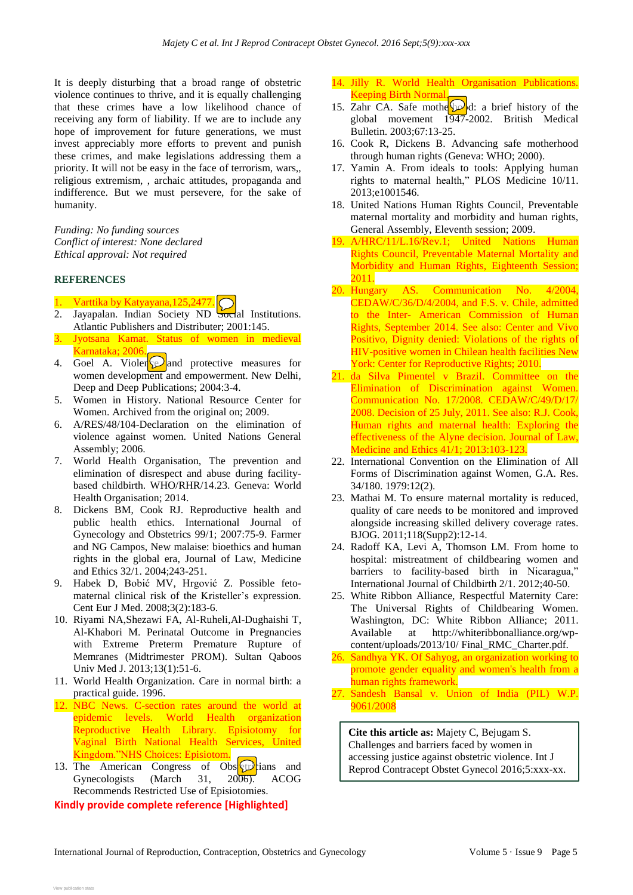It is deeply disturbing that a broad range of obstetric violence continues to thrive, and it is equally challenging that these crimes have a low likelihood chance of receiving any form of liability. If we are to include any hope of improvement for future generations, we must invest appreciably more efforts to prevent and punish these crimes, and make legislations addressing them a priority. It will not be easy in the face of terrorism, wars,, religious extremism, , archaic attitudes, propaganda and indifference. But we must persevere, for the sake of humanity.

*Funding: No funding sources*
*Conflict of interest: None declared*
*Ethical approval: Not required*

## REFERENCES

1. Varttika by Katyayana,125,2477.
2. Jayapalan. Indian Society ND Social Institutions. Atlantic Publishers and Distributer; 2001:145.
3. Jyotsana Kamat. Status of women in medieval Karnataka; 2006.
4. Goel A. Violence and protective measures for women development and empowerment. New Delhi, Deep and Deep Publications; 2004:3-4.
5. Women in History. National Resource Center for Women. Archived from the original on; 2009.
6. A/RES/48/104-Declaration on the elimination of violence against women. United Nations General Assembly; 2006.
7. World Health Organisation, The prevention and elimination of disrespect and abuse during facility-based childbirth. WHO/RHR/14.23. Geneva: World Health Organisation; 2014.
8. Dickens BM, Cook RJ. Reproductive health and public health ethics. International Journal of Gynecology and Obstetrics 99/1; 2007:75-9. Farmer and NG Campos, New malaise: bioethics and human rights in the global era, Journal of Law, Medicine and Ethics 32/1. 2004;243-251.
9. Habek D, Bobić MV, Hrgović Z. Possible feto-maternal clinical risk of the Kristeller's expression. Cent Eur J Med. 2008;3(2):183-6.
10. Riyami NA,Shezawi FA, Al-Ruheli,Al-Dughaishi T, Al-Khabori M. Perinatal Outcome in Pregnancies with Extreme Preterm Premature Rupture of Memranes (Midtrimester PROM). Sultan Qaboos Univ Med J. 2013;13(1):51-6.
11. World Health Organization. Care in normal birth: a practical guide. 1996.
12. NBC News. C-section rates around the world at epidemic levels. World Health organization Reproductive Health Library. Episiotomy for Vaginal Birth National Health Services, United Kingdom."NHS Choices: Episiotom.
13. The American Congress of Obstetricians and Gynecologists (March 31, 2006). ACOG Recommends Restricted Use of Episiotomies.
14. Jilly R. World Health Organisation Publications. Keeping Birth Normal.
15. Zahr CA. Safe motherhood: a brief history of the global movement 1947-2002. British Medical Bulletin. 2003;67:13-25.
16. Cook R, Dickens B. Advancing safe motherhood through human rights (Geneva: WHO; 2000).
17. Yamin A. From ideals to tools: Applying human rights to maternal health," PLOS Medicine 10/11. 2013;e1001546.
18. United Nations Human Rights Council, Preventable maternal mortality and morbidity and human rights, General Assembly, Eleventh session; 2009.
19. A/HRC/11/L.16/Rev.1; United Nations Human Rights Council, Preventable Maternal Mortality and Morbidity and Human Rights, Eighteenth Session; 2011.
20. Hungary AS. Communication No. 4/2004, CEDAW/C/36/D/4/2004, and F.S. v. Chile, admitted to the Inter- American Commission of Human Rights, September 2014. See also: Center and Vivo Positivo, Dignity denied: Violations of the rights of HIV-positive women in Chilean health facilities New York: Center for Reproductive Rights; 2010.
21. da Silva Pimentel v Brazil. Committee on the Elimination of Discrimination against Women. Communication No. 17/2008. CEDAW/C/49/D/17/2008. Decision of 25 July, 2011. See also: R.J. Cook, Human rights and maternal health: Exploring the effectiveness of the Alyne decision. Journal of Law, Medicine and Ethics 41/1; 2013:103-123.
22. International Convention on the Elimination of All Forms of Discrimination against Women, G.A. Res. 34/180. 1979:12(2).
23. Mathai M. To ensure maternal mortality is reduced, quality of care needs to be monitored and improved alongside increasing skilled delivery coverage rates. BJOG. 2011;118(Supp2):12-14.
24. Radoff KA, Levi A, Thomson LM. From home to hospital: mistreatment of childbearing women and barriers to facility-based birth in Nicaragua," International Journal of Childbirth 2/1. 2012;40-50.
25. White Ribbon Alliance, Respectful Maternity Care: The Universal Rights of Childbearing Women. Washington, DC: White Ribbon Alliance; 2011. Available at http://whiteribbonalliance.org/wp-content/uploads/2013/10/ Final_RMC_Charter.pdf.
26. Sandhya YK. Of Sahyog, an organization working to promote gender equality and women's health from a human rights framework.
27. Sandesh Bansal v. Union of India (PIL) W.P. 9061/2008

**Kindly provide complete reference [Highlighted]**

**Cite this article as:** Majety C, Bejugam S. Challenges and barriers faced by women in accessing justice against obstetric violence. Int J Reprod Contracept Obstet Gynecol 2016;5:xxx-xx.